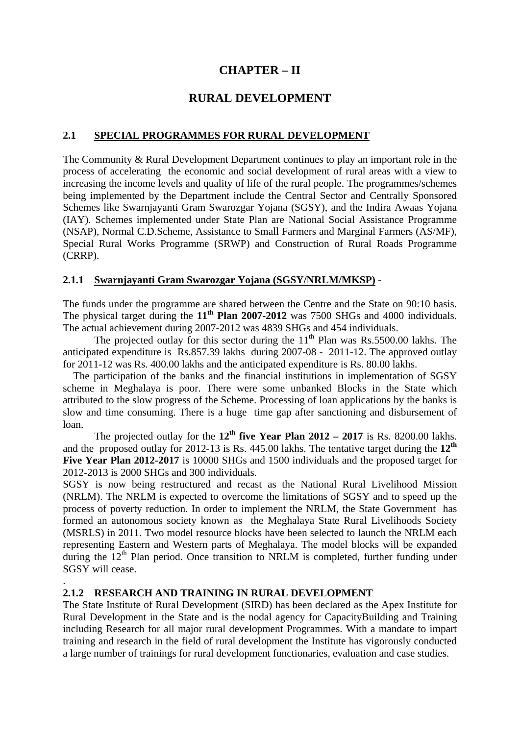# CHAPTER – II

# RURAL DEVELOPMENT

## 2.1 SPECIAL PROGRAMMES FOR RURAL DEVELOPMENT

The Community & Rural Development Department continues to play an important role in the process of accelerating the economic and social development of rural areas with a view to increasing the income levels and quality of life of the rural people. The programmes/schemes being implemented by the Department include the Central Sector and Centrally Sponsored Schemes like Swarnjayanti Gram Swarozgar Yojana (SGSY), and the Indira Awaas Yojana (IAY). Schemes implemented under State Plan are National Social Assistance Programme (NSAP), Normal C.D.Scheme, Assistance to Small Farmers and Marginal Farmers (AS/MF), Special Rural Works Programme (SRWP) and Construction of Rural Roads Programme (CRRP).

### 2.1.1 Swarnjayanti Gram Swarozgar Yojana (SGSY/NRLM/MKSP) -

The funds under the programme are shared between the Centre and the State on 90:10 basis. The physical target during the **11th Plan 2007-2012** was 7500 SHGs and 4000 individuals. The actual achievement during 2007-2012 was 4839 SHGs and 454 individuals.

The projected outlay for this sector during the 11th Plan was Rs.5500.00 lakhs. The anticipated expenditure is Rs.857.39 lakhs during 2007-08 - 2011-12. The approved outlay for 2011-12 was Rs. 400.00 lakhs and the anticipated expenditure is Rs. 80.00 lakhs.

The participation of the banks and the financial institutions in implementation of SGSY scheme in Meghalaya is poor. There were some unbanked Blocks in the State which attributed to the slow progress of the Scheme. Processing of loan applications by the banks is slow and time consuming. There is a huge time gap after sanctioning and disbursement of loan.

The projected outlay for the **12th five Year Plan 2012 – 2017** is Rs. 8200.00 lakhs. and the proposed outlay for 2012-13 is Rs. 445.00 lakhs. The tentative target during the **12th Five Year Plan 2012-2017** is 10000 SHGs and 1500 individuals and the proposed target for 2012-2013 is 2000 SHGs and 300 individuals.

SGSY is now being restructured and recast as the National Rural Livelihood Mission (NRLM). The NRLM is expected to overcome the limitations of SGSY and to speed up the process of poverty reduction. In order to implement the NRLM, the State Government has formed an autonomous society known as the Meghalaya State Rural Livelihoods Society (MSRLS) in 2011. Two model resource blocks have been selected to launch the NRLM each representing Eastern and Western parts of Meghalaya. The model blocks will be expanded during the 12th Plan period. Once transition to NRLM is completed, further funding under SGSY will cease.

.

### 2.1.2 RESEARCH AND TRAINING IN RURAL DEVELOPMENT

The State Institute of Rural Development (SIRD) has been declared as the Apex Institute for Rural Development in the State and is the nodal agency for CapacityBuilding and Training including Research for all major rural development Programmes. With a mandate to impart training and research in the field of rural development the Institute has vigorously conducted a large number of trainings for rural development functionaries, evaluation and case studies.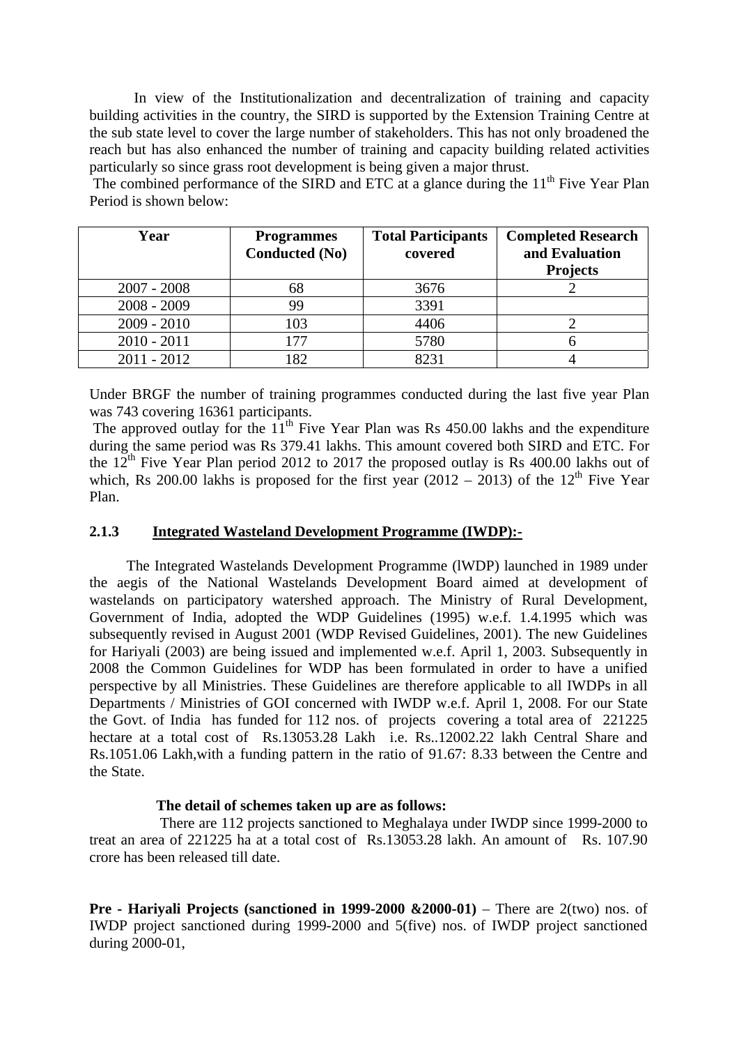In view of the Institutionalization and decentralization of training and capacity building activities in the country, the SIRD is supported by the Extension Training Centre at the sub state level to cover the large number of stakeholders. This has not only broadened the reach but has also enhanced the number of training and capacity building related activities particularly so since grass root development is being given a major thrust.

The combined performance of the SIRD and ETC at a glance during the 11[th] Five Year Plan Period is shown below:

| Year | Programmes Conducted (No) | Total Participants covered | Completed Research and Evaluation Projects |
|---|---|---|---|
| 2007 - 2008 | 68 | 3676 | 2 |
| 2008 - 2009 | 99 | 3391 | |
| 2009 - 2010 | 103 | 4406 | 2 |
| 2010 - 2011 | 177 | 5780 | 6 |
| 2011 - 2012 | 182 | 8231 | 4 |

Under BRGF the number of training programmes conducted during the last five year Plan was 743 covering 16361 participants.

The approved outlay for the 11[th] Five Year Plan was Rs 450.00 lakhs and the expenditure during the same period was Rs 379.41 lakhs. This amount covered both SIRD and ETC. For the 12[th] Five Year Plan period 2012 to 2017 the proposed outlay is Rs 400.00 lakhs out of which, Rs 200.00 lakhs is proposed for the first year (2012 – 2013) of the 12[th] Five Year Plan.

### 2.1.3 Integrated Wasteland Development Programme (IWDP):-

The Integrated Wastelands Development Programme (lWDP) launched in 1989 under the aegis of the National Wastelands Development Board aimed at development of wastelands on participatory watershed approach. The Ministry of Rural Development, Government of India, adopted the WDP Guidelines (1995) w.e.f. 1.4.1995 which was subsequently revised in August 2001 (WDP Revised Guidelines, 2001). The new Guidelines for Hariyali (2003) are being issued and implemented w.e.f. April 1, 2003. Subsequently in 2008 the Common Guidelines for WDP has been formulated in order to have a unified perspective by all Ministries. These Guidelines are therefore applicable to all IWDPs in all Departments / Ministries of GOI concerned with IWDP w.e.f. April 1, 2008. For our State the Govt. of India has funded for 112 nos. of projects covering a total area of 221225 hectare at a total cost of Rs.13053.28 Lakh i.e. Rs..12002.22 lakh Central Share and Rs.1051.06 Lakh,with a funding pattern in the ratio of 91.67: 8.33 between the Centre and the State.

**The detail of schemes taken up are as follows:**

There are 112 projects sanctioned to Meghalaya under IWDP since 1999-2000 to treat an area of 221225 ha at a total cost of Rs.13053.28 lakh. An amount of Rs. 107.90 crore has been released till date.

**Pre - Hariyali Projects (sanctioned in 1999-2000 &2000-01)** – There are 2(two) nos. of IWDP project sanctioned during 1999-2000 and 5(five) nos. of IWDP project sanctioned during 2000-01,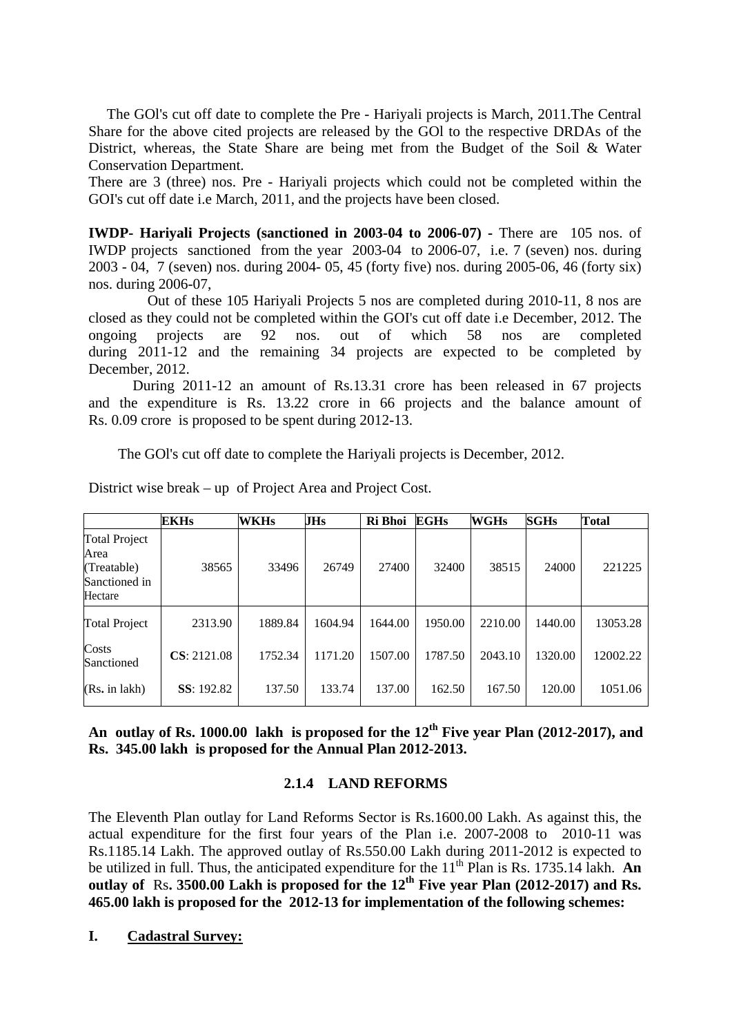The GOl's cut off date to complete the Pre - Hariyali projects is March, 2011.The Central Share for the above cited projects are released by the GOl to the respective DRDAs of the District, whereas, the State Share are being met from the Budget of the Soil & Water Conservation Department.

There are 3 (three) nos. Pre - Hariyali projects which could not be completed within the GOI's cut off date i.e March, 2011, and the projects have been closed.

**IWDP- Hariyali Projects (sanctioned in 2003-04 to 2006-07) -** There are 105 nos. of IWDP projects sanctioned from the year 2003-04 to 2006-07, i.e. 7 (seven) nos. during 2003 - 04, 7 (seven) nos. during 2004- 05, 45 (forty five) nos. during 2005-06, 46 (forty six) nos. during 2006-07,

Out of these 105 Hariyali Projects 5 nos are completed during 2010-11, 8 nos are closed as they could not be completed within the GOI's cut off date i.e December, 2012. The ongoing projects are 92 nos. out of which 58 nos are completed during 2011-12 and the remaining 34 projects are expected to be completed by December, 2012.

During 2011-12 an amount of Rs.13.31 crore has been released in 67 projects and the expenditure is Rs. 13.22 crore in 66 projects and the balance amount of Rs. 0.09 crore is proposed to be spent during 2012-13.

The GOl's cut off date to complete the Hariyali projects is December, 2012.

District wise break – up of Project Area and Project Cost.

| | **EKHs** | **WKHs** | **JHs** | **Ri Bhoi** | **EGHs** | **WGHs** | **SGHs** | **Total** |
|---|---|---|---|---|---|---|---|---|
| Total Project Area (Treatable) Sanctioned in Hectare | 38565 | 33496 | 26749 | 27400 | 32400 | 38515 | 24000 | 221225 |
| Total Project | 2313.90 | 1889.84 | 1604.94 | 1644.00 | 1950.00 | 2210.00 | 1440.00 | 13053.28 |
| Costs Sanctioned | **CS**: 2121.08 | 1752.34 | 1171.20 | 1507.00 | 1787.50 | 2043.10 | 1320.00 | 12002.22 |
| (Rs. in lakh) | **SS**: 192.82 | 137.50 | 133.74 | 137.00 | 162.50 | 167.50 | 120.00 | 1051.06 |

**An outlay of Rs. 1000.00 lakh is proposed for the 12th Five year Plan (2012-2017), and Rs. 345.00 lakh is proposed for the Annual Plan 2012-2013.**

### 2.1.4 LAND REFORMS

The Eleventh Plan outlay for Land Reforms Sector is Rs.1600.00 Lakh. As against this, the actual expenditure for the first four years of the Plan i.e. 2007-2008 to 2010-11 was Rs.1185.14 Lakh. The approved outlay of Rs.550.00 Lakh during 2011-2012 is expected to be utilized in full. Thus, the anticipated expenditure for the 11th Plan is Rs. 1735.14 lakh. **An outlay of Rs. 3500.00 Lakh is proposed for the 12th Five year Plan (2012-2017) and Rs. 465.00 lakh is proposed for the 2012-13 for implementation of the following schemes:**

**I. <u>Cadastral Survey:</u>**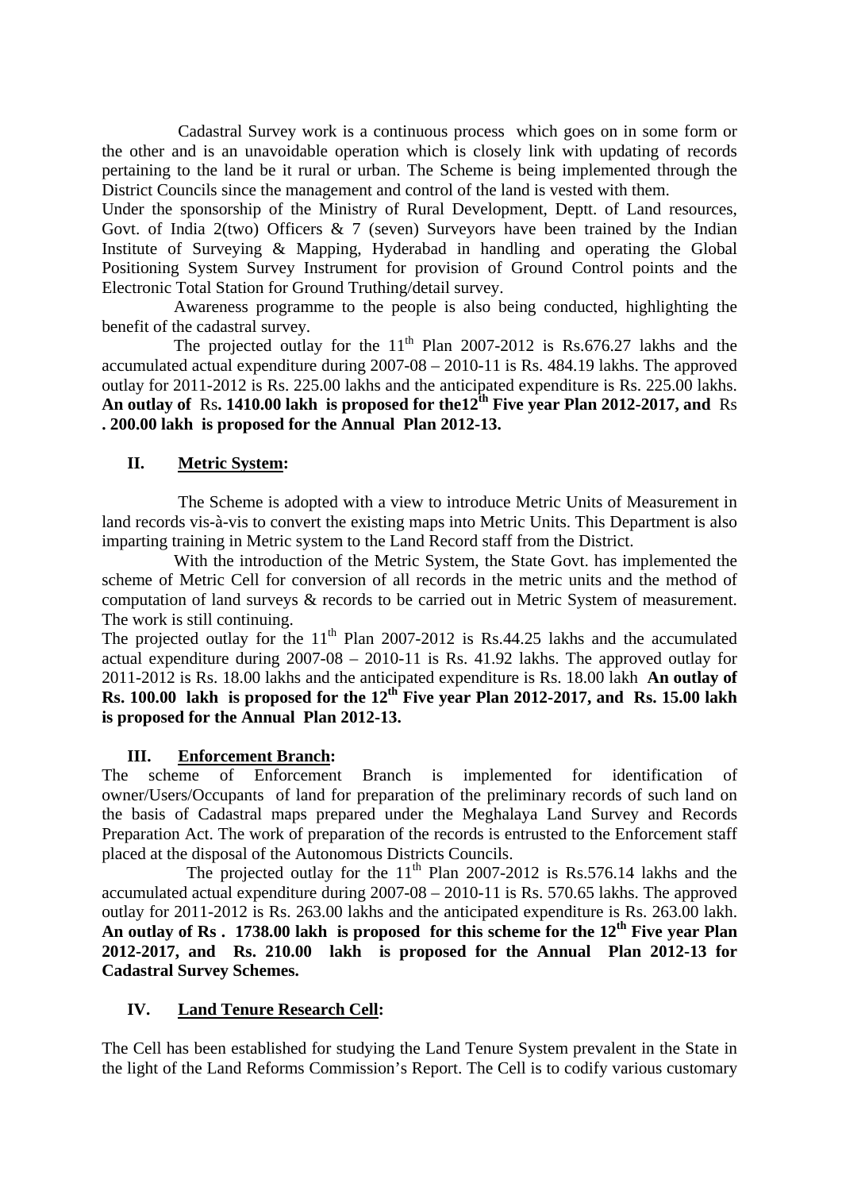Cadastral Survey work is a continuous process which goes on in some form or the other and is an unavoidable operation which is closely link with updating of records pertaining to the land be it rural or urban. The Scheme is being implemented through the District Councils since the management and control of the land is vested with them.

Under the sponsorship of the Ministry of Rural Development, Deptt. of Land resources, Govt. of India 2(two) Officers & 7 (seven) Surveyors have been trained by the Indian Institute of Surveying & Mapping, Hyderabad in handling and operating the Global Positioning System Survey Instrument for provision of Ground Control points and the Electronic Total Station for Ground Truthing/detail survey.

Awareness programme to the people is also being conducted, highlighting the benefit of the cadastral survey.

The projected outlay for the 11th Plan 2007-2012 is Rs.676.27 lakhs and the accumulated actual expenditure during 2007-08 – 2010-11 is Rs. 484.19 lakhs. The approved outlay for 2011-2012 is Rs. 225.00 lakhs and the anticipated expenditure is Rs. 225.00 lakhs. **An outlay of Rs. 1410.00 lakh is proposed for the12th Five year Plan 2012-2017, and Rs . 200.00 lakh is proposed for the Annual Plan 2012-13.**

## II. Metric System:

The Scheme is adopted with a view to introduce Metric Units of Measurement in land records vis-à-vis to convert the existing maps into Metric Units. This Department is also imparting training in Metric system to the Land Record staff from the District.

With the introduction of the Metric System, the State Govt. has implemented the scheme of Metric Cell for conversion of all records in the metric units and the method of computation of land surveys & records to be carried out in Metric System of measurement. The work is still continuing.

The projected outlay for the 11th Plan 2007-2012 is Rs.44.25 lakhs and the accumulated actual expenditure during 2007-08 – 2010-11 is Rs. 41.92 lakhs. The approved outlay for 2011-2012 is Rs. 18.00 lakhs and the anticipated expenditure is Rs. 18.00 lakh **An outlay of Rs. 100.00 lakh is proposed for the 12th Five year Plan 2012-2017, and Rs. 15.00 lakh is proposed for the Annual Plan 2012-13.**

## III. Enforcement Branch:

The scheme of Enforcement Branch is implemented for identification of owner/Users/Occupants of land for preparation of the preliminary records of such land on the basis of Cadastral maps prepared under the Meghalaya Land Survey and Records Preparation Act. The work of preparation of the records is entrusted to the Enforcement staff placed at the disposal of the Autonomous Districts Councils.

The projected outlay for the 11th Plan 2007-2012 is Rs.576.14 lakhs and the accumulated actual expenditure during 2007-08 – 2010-11 is Rs. 570.65 lakhs. The approved outlay for 2011-2012 is Rs. 263.00 lakhs and the anticipated expenditure is Rs. 263.00 lakh. **An outlay of Rs . 1738.00 lakh is proposed for this scheme for the 12th Five year Plan 2012-2017, and Rs. 210.00 lakh is proposed for the Annual Plan 2012-13 for Cadastral Survey Schemes.**

## IV. Land Tenure Research Cell:

The Cell has been established for studying the Land Tenure System prevalent in the State in the light of the Land Reforms Commission's Report. The Cell is to codify various customary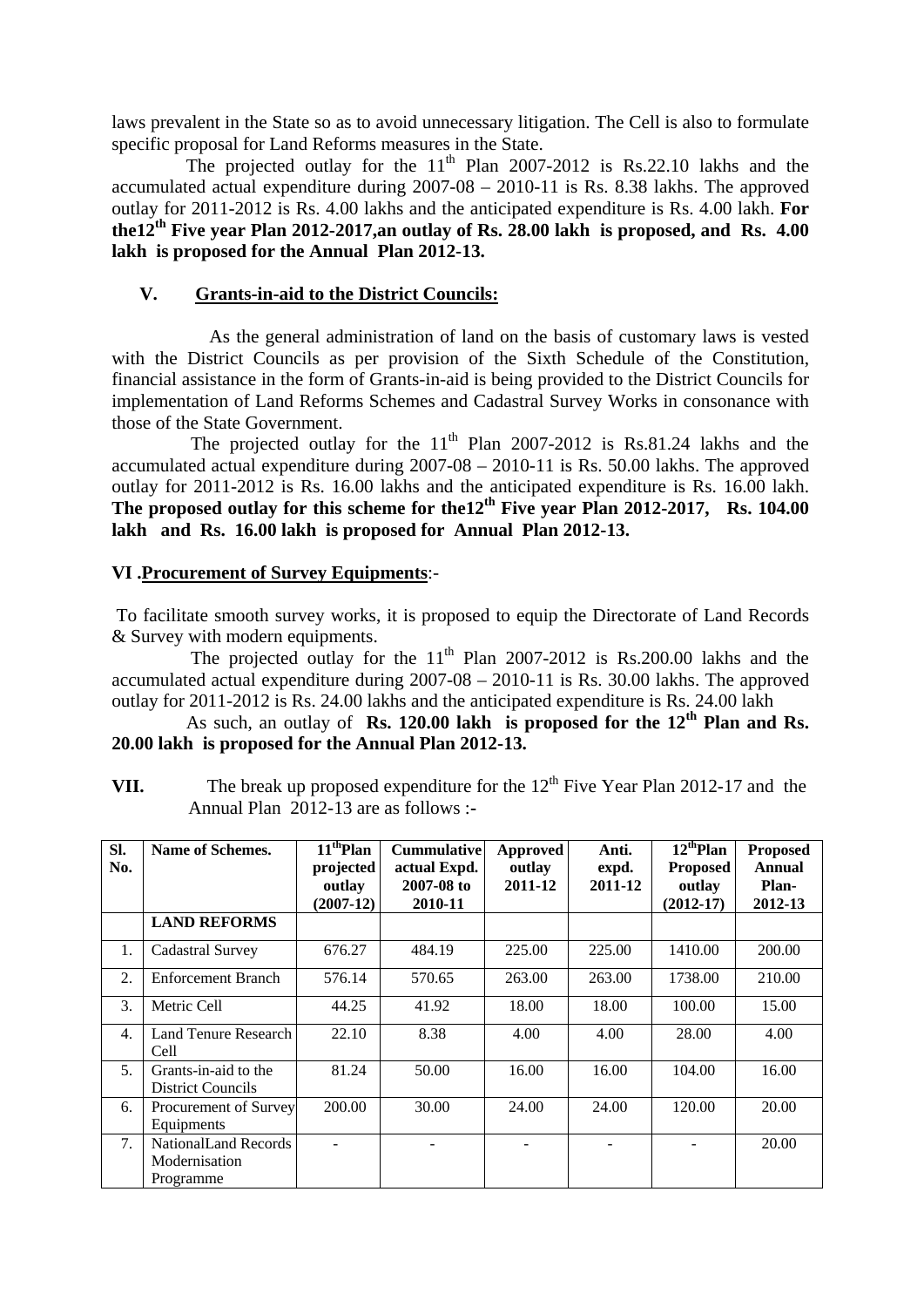laws prevalent in the State so as to avoid unnecessary litigation. The Cell is also to formulate specific proposal for Land Reforms measures in the State.

The projected outlay for the 11th Plan 2007-2012 is Rs.22.10 lakhs and the accumulated actual expenditure during 2007-08 – 2010-11 is Rs. 8.38 lakhs. The approved outlay for 2011-2012 is Rs. 4.00 lakhs and the anticipated expenditure is Rs. 4.00 lakh. **For the12th Five year Plan 2012-2017,an outlay of Rs. 28.00 lakh is proposed, and Rs. 4.00 lakh is proposed for the Annual Plan 2012-13.**

## V. Grants-in-aid to the District Councils:

As the general administration of land on the basis of customary laws is vested with the District Councils as per provision of the Sixth Schedule of the Constitution, financial assistance in the form of Grants-in-aid is being provided to the District Councils for implementation of Land Reforms Schemes and Cadastral Survey Works in consonance with those of the State Government.

The projected outlay for the 11th Plan 2007-2012 is Rs.81.24 lakhs and the accumulated actual expenditure during 2007-08 – 2010-11 is Rs. 50.00 lakhs. The approved outlay for 2011-2012 is Rs. 16.00 lakhs and the anticipated expenditure is Rs. 16.00 lakh. **The proposed outlay for this scheme for the12th Five year Plan 2012-2017, Rs. 104.00 lakh and Rs. 16.00 lakh is proposed for Annual Plan 2012-13.**

## VI .Procurement of Survey Equipments:-

To facilitate smooth survey works, it is proposed to equip the Directorate of Land Records & Survey with modern equipments.

The projected outlay for the 11th Plan 2007-2012 is Rs.200.00 lakhs and the accumulated actual expenditure during 2007-08 – 2010-11 is Rs. 30.00 lakhs. The approved outlay for 2011-2012 is Rs. 24.00 lakhs and the anticipated expenditure is Rs. 24.00 lakh

As such, an outlay of **Rs. 120.00 lakh is proposed for the 12th Plan and Rs. 20.00 lakh is proposed for the Annual Plan 2012-13.**

**VII.** The break up proposed expenditure for the 12th Five Year Plan 2012-17 and the Annual Plan 2012-13 are as follows :-

| Sl. No. | Name of Schemes. | 11th Plan projected outlay (2007-12) | Cummulative actual Expd. 2007-08 to 2010-11 | Approved outlay 2011-12 | Anti. expd. 2011-12 | 12th Plan Proposed outlay (2012-17) | Proposed Annual Plan- 2012-13 |
|---|---|---|---|---|---|---|---|
| | **LAND REFORMS** | | | | | | |
| 1. | Cadastral Survey | 676.27 | 484.19 | 225.00 | 225.00 | 1410.00 | 200.00 |
| 2. | Enforcement Branch | 576.14 | 570.65 | 263.00 | 263.00 | 1738.00 | 210.00 |
| 3. | Metric Cell | 44.25 | 41.92 | 18.00 | 18.00 | 100.00 | 15.00 |
| 4. | Land Tenure Research Cell | 22.10 | 8.38 | 4.00 | 4.00 | 28.00 | 4.00 |
| 5. | Grants-in-aid to the District Councils | 81.24 | 50.00 | 16.00 | 16.00 | 104.00 | 16.00 |
| 6. | Procurement of Survey Equipments | 200.00 | 30.00 | 24.00 | 24.00 | 120.00 | 20.00 |
| 7. | NationalLand Records Modernisation Programme | - | - | - | - | - | 20.00 |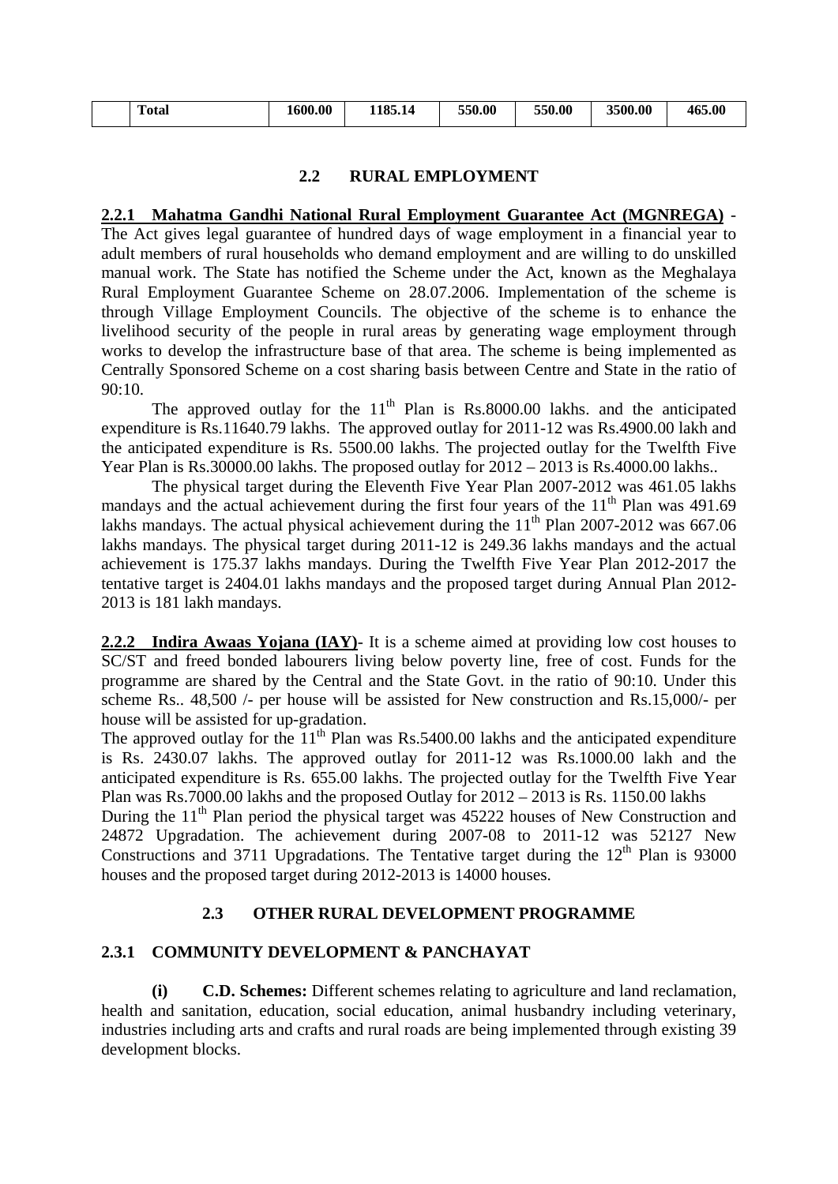| | Total | 1600.00 | 1185.14 | 550.00 | 550.00 | 3500.00 | 465.00 |
|---|---|---|---|---|---|---|---|

## 2.2 RURAL EMPLOYMENT

**2.2.1 Mahatma Gandhi National Rural Employment Guarantee Act (MGNREGA)** - The Act gives legal guarantee of hundred days of wage employment in a financial year to adult members of rural households who demand employment and are willing to do unskilled manual work. The State has notified the Scheme under the Act, known as the Meghalaya Rural Employment Guarantee Scheme on 28.07.2006. Implementation of the scheme is through Village Employment Councils. The objective of the scheme is to enhance the livelihood security of the people in rural areas by generating wage employment through works to develop the infrastructure base of that area. The scheme is being implemented as Centrally Sponsored Scheme on a cost sharing basis between Centre and State in the ratio of 90:10.

The approved outlay for the 11th Plan is Rs.8000.00 lakhs. and the anticipated expenditure is Rs.11640.79 lakhs. The approved outlay for 2011-12 was Rs.4900.00 lakh and the anticipated expenditure is Rs. 5500.00 lakhs. The projected outlay for the Twelfth Five Year Plan is Rs.30000.00 lakhs. The proposed outlay for 2012 – 2013 is Rs.4000.00 lakhs..

The physical target during the Eleventh Five Year Plan 2007-2012 was 461.05 lakhs mandays and the actual achievement during the first four years of the 11th Plan was 491.69 lakhs mandays. The actual physical achievement during the 11th Plan 2007-2012 was 667.06 lakhs mandays. The physical target during 2011-12 is 249.36 lakhs mandays and the actual achievement is 175.37 lakhs mandays. During the Twelfth Five Year Plan 2012-2017 the tentative target is 2404.01 lakhs mandays and the proposed target during Annual Plan 2012-2013 is 181 lakh mandays.

**2.2.2 Indira Awaas Yojana (IAY)**- It is a scheme aimed at providing low cost houses to SC/ST and freed bonded labourers living below poverty line, free of cost. Funds for the programme are shared by the Central and the State Govt. in the ratio of 90:10. Under this scheme Rs.. 48,500 /- per house will be assisted for New construction and Rs.15,000/- per house will be assisted for up-gradation.

The approved outlay for the 11th Plan was Rs.5400.00 lakhs and the anticipated expenditure is Rs. 2430.07 lakhs. The approved outlay for 2011-12 was Rs.1000.00 lakh and the anticipated expenditure is Rs. 655.00 lakhs. The projected outlay for the Twelfth Five Year Plan was Rs.7000.00 lakhs and the proposed Outlay for 2012 – 2013 is Rs. 1150.00 lakhs

During the 11th Plan period the physical target was 45222 houses of New Construction and 24872 Upgradation. The achievement during 2007-08 to 2011-12 was 52127 New Constructions and 3711 Upgradations. The Tentative target during the 12th Plan is 93000 houses and the proposed target during 2012-2013 is 14000 houses.

## 2.3 OTHER RURAL DEVELOPMENT PROGRAMME

### 2.3.1 COMMUNITY DEVELOPMENT & PANCHAYAT

**(i) C.D. Schemes:** Different schemes relating to agriculture and land reclamation, health and sanitation, education, social education, animal husbandry including veterinary, industries including arts and crafts and rural roads are being implemented through existing 39 development blocks.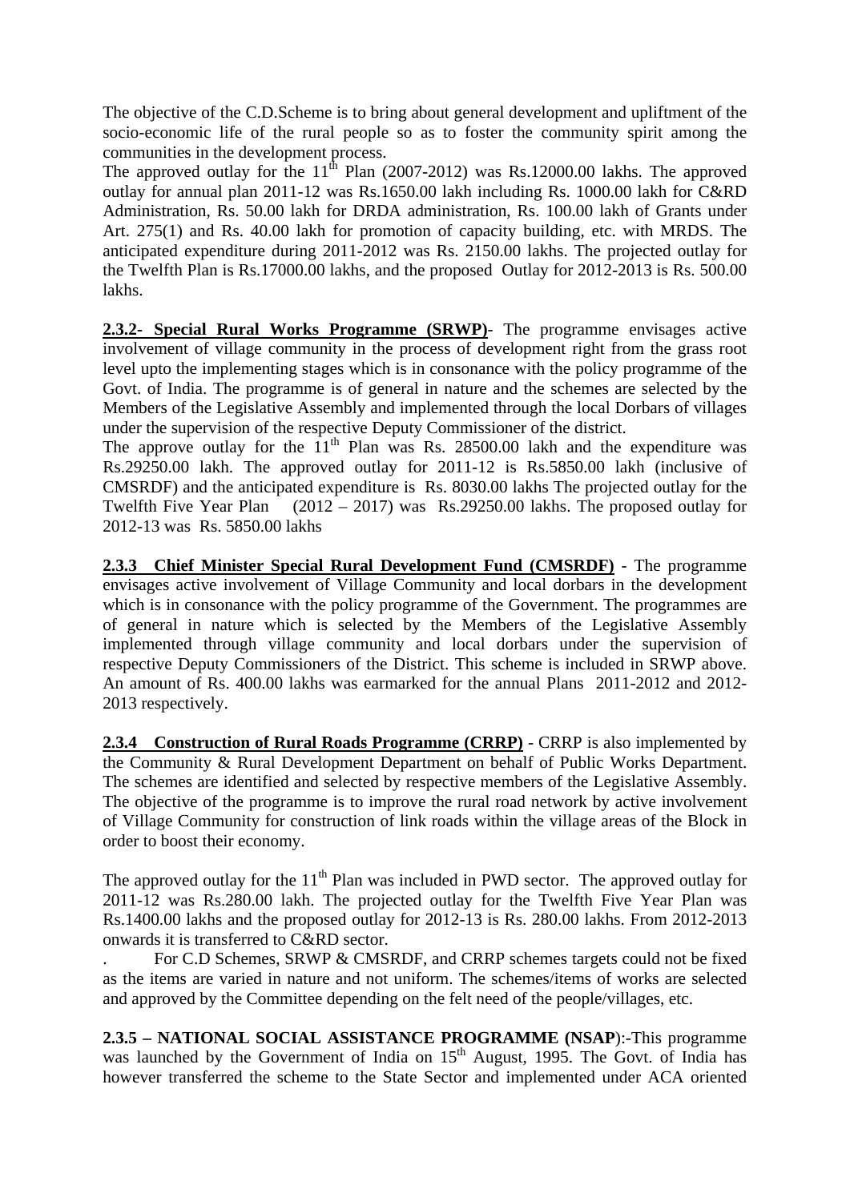The objective of the C.D.Scheme is to bring about general development and upliftment of the socio-economic life of the rural people so as to foster the community spirit among the communities in the development process.

The approved outlay for the 11th Plan (2007-2012) was Rs.12000.00 lakhs. The approved outlay for annual plan 2011-12 was Rs.1650.00 lakh including Rs. 1000.00 lakh for C&RD Administration, Rs. 50.00 lakh for DRDA administration, Rs. 100.00 lakh of Grants under Art. 275(1) and Rs. 40.00 lakh for promotion of capacity building, etc. with MRDS. The anticipated expenditure during 2011-2012 was Rs. 2150.00 lakhs. The projected outlay for the Twelfth Plan is Rs.17000.00 lakhs, and the proposed Outlay for 2012-2013 is Rs. 500.00 lakhs.

**2.3.2- Special Rural Works Programme (SRWP)**- The programme envisages active involvement of village community in the process of development right from the grass root level upto the implementing stages which is in consonance with the policy programme of the Govt. of India. The programme is of general in nature and the schemes are selected by the Members of the Legislative Assembly and implemented through the local Dorbars of villages under the supervision of the respective Deputy Commissioner of the district.

The approve outlay for the 11th Plan was Rs. 28500.00 lakh and the expenditure was Rs.29250.00 lakh. The approved outlay for 2011-12 is Rs.5850.00 lakh (inclusive of CMSRDF) and the anticipated expenditure is Rs. 8030.00 lakhs The projected outlay for the Twelfth Five Year Plan (2012 – 2017) was Rs.29250.00 lakhs. The proposed outlay for 2012-13 was Rs. 5850.00 lakhs

**2.3.3 Chief Minister Special Rural Development Fund (CMSRDF)** - The programme envisages active involvement of Village Community and local dorbars in the development which is in consonance with the policy programme of the Government. The programmes are of general in nature which is selected by the Members of the Legislative Assembly implemented through village community and local dorbars under the supervision of respective Deputy Commissioners of the District. This scheme is included in SRWP above. An amount of Rs. 400.00 lakhs was earmarked for the annual Plans 2011-2012 and 2012-2013 respectively.

**2.3.4 Construction of Rural Roads Programme (CRRP)** - CRRP is also implemented by the Community & Rural Development Department on behalf of Public Works Department. The schemes are identified and selected by respective members of the Legislative Assembly. The objective of the programme is to improve the rural road network by active involvement of Village Community for construction of link roads within the village areas of the Block in order to boost their economy.

The approved outlay for the 11th Plan was included in PWD sector. The approved outlay for 2011-12 was Rs.280.00 lakh. The projected outlay for the Twelfth Five Year Plan was Rs.1400.00 lakhs and the proposed outlay for 2012-13 is Rs. 280.00 lakhs. From 2012-2013 onwards it is transferred to C&RD sector.

. For C.D Schemes, SRWP & CMSRDF, and CRRP schemes targets could not be fixed as the items are varied in nature and not uniform. The schemes/items of works are selected and approved by the Committee depending on the felt need of the people/villages, etc.

**2.3.5 – NATIONAL SOCIAL ASSISTANCE PROGRAMME (NSAP)**:-This programme was launched by the Government of India on 15th August, 1995. The Govt. of India has however transferred the scheme to the State Sector and implemented under ACA oriented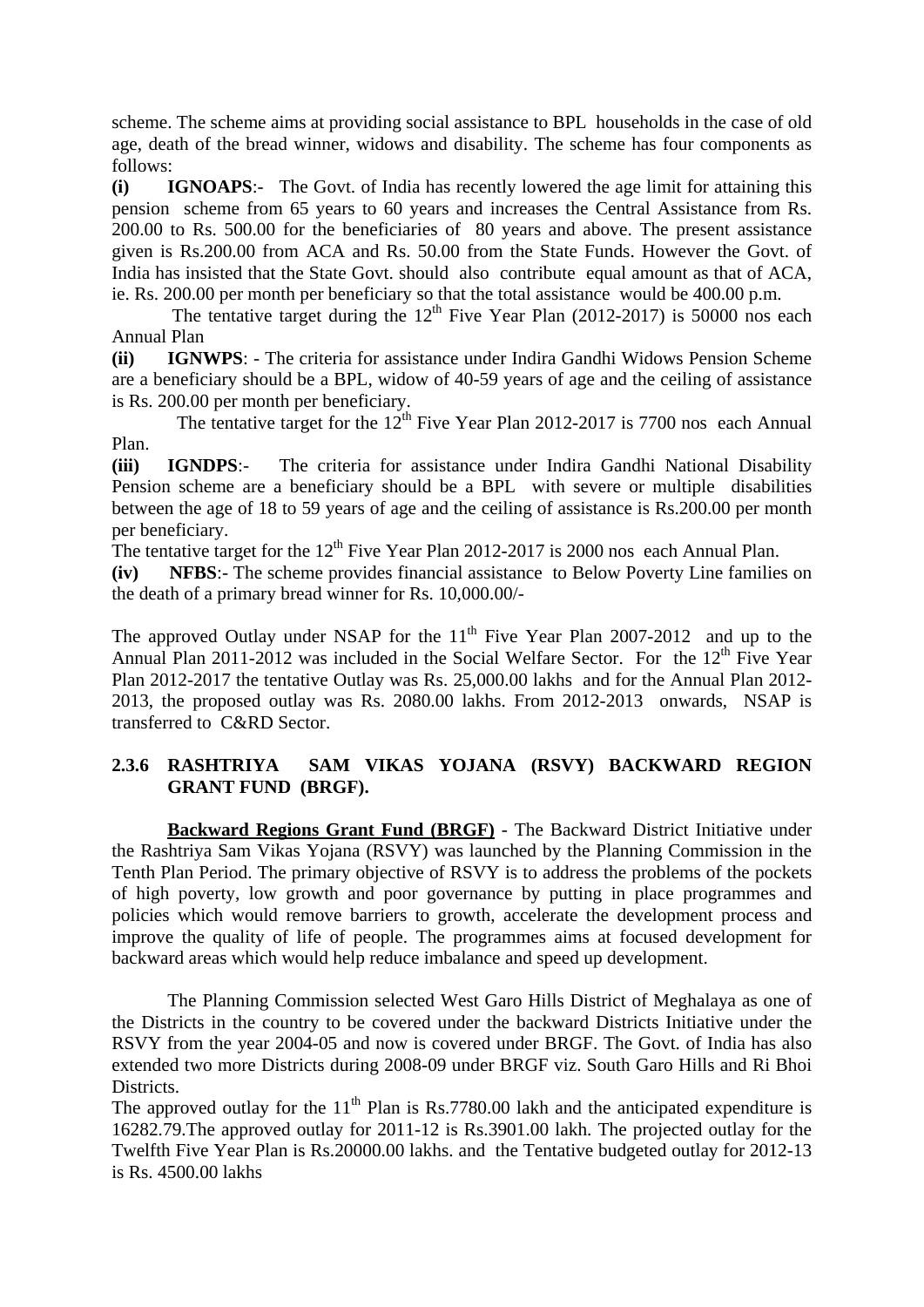scheme. The scheme aims at providing social assistance to BPL households in the case of old age, death of the bread winner, widows and disability. The scheme has four components as follows:

**(i) IGNOAPS**:- The Govt. of India has recently lowered the age limit for attaining this pension scheme from 65 years to 60 years and increases the Central Assistance from Rs. 200.00 to Rs. 500.00 for the beneficiaries of 80 years and above. The present assistance given is Rs.200.00 from ACA and Rs. 50.00 from the State Funds. However the Govt. of India has insisted that the State Govt. should also contribute equal amount as that of ACA, ie. Rs. 200.00 per month per beneficiary so that the total assistance would be 400.00 p.m.

The tentative target during the 12th Five Year Plan (2012-2017) is 50000 nos each Annual Plan

**(ii) IGNWPS**: - The criteria for assistance under Indira Gandhi Widows Pension Scheme are a beneficiary should be a BPL, widow of 40-59 years of age and the ceiling of assistance is Rs. 200.00 per month per beneficiary.

The tentative target for the 12th Five Year Plan 2012-2017 is 7700 nos each Annual Plan.

**(iii) IGNDPS**:- The criteria for assistance under Indira Gandhi National Disability Pension scheme are a beneficiary should be a BPL with severe or multiple disabilities between the age of 18 to 59 years of age and the ceiling of assistance is Rs.200.00 per month per beneficiary.

The tentative target for the 12th Five Year Plan 2012-2017 is 2000 nos each Annual Plan.

**(iv) NFBS**:- The scheme provides financial assistance to Below Poverty Line families on the death of a primary bread winner for Rs. 10,000.00/-

The approved Outlay under NSAP for the 11th Five Year Plan 2007-2012 and up to the Annual Plan 2011-2012 was included in the Social Welfare Sector. For the 12th Five Year Plan 2012-2017 the tentative Outlay was Rs. 25,000.00 lakhs and for the Annual Plan 2012-2013, the proposed outlay was Rs. 2080.00 lakhs. From 2012-2013 onwards, NSAP is transferred to C&RD Sector.

### 2.3.6 RASHTRIYA SAM VIKAS YOJANA (RSVY) BACKWARD REGION GRANT FUND (BRGF).

**Backward Regions Grant Fund (BRGF)** - The Backward District Initiative under the Rashtriya Sam Vikas Yojana (RSVY) was launched by the Planning Commission in the Tenth Plan Period. The primary objective of RSVY is to address the problems of the pockets of high poverty, low growth and poor governance by putting in place programmes and policies which would remove barriers to growth, accelerate the development process and improve the quality of life of people. The programmes aims at focused development for backward areas which would help reduce imbalance and speed up development.

The Planning Commission selected West Garo Hills District of Meghalaya as one of the Districts in the country to be covered under the backward Districts Initiative under the RSVY from the year 2004-05 and now is covered under BRGF. The Govt. of India has also extended two more Districts during 2008-09 under BRGF viz. South Garo Hills and Ri Bhoi Districts.

The approved outlay for the 11th Plan is Rs.7780.00 lakh and the anticipated expenditure is 16282.79.The approved outlay for 2011-12 is Rs.3901.00 lakh. The projected outlay for the Twelfth Five Year Plan is Rs.20000.00 lakhs. and the Tentative budgeted outlay for 2012-13 is Rs. 4500.00 lakhs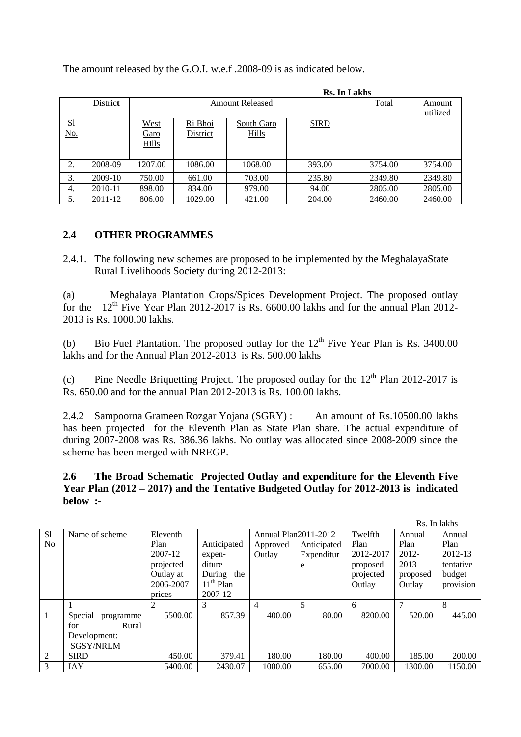The amount released by the G.O.I. w.e.f .2008-09 is as indicated below.

**Rs. In Lakhs**

| Sl No. | District | Amount Released | | | | Total | Amount utilized |
|---|---|---|---|---|---|---|---|
| | | West Garo Hills | Ri Bhoi District | South Garo Hills | SIRD | | |
| 2. | 2008-09 | 1207.00 | 1086.00 | 1068.00 | 393.00 | 3754.00 | 3754.00 |
| 3. | 2009-10 | 750.00 | 661.00 | 703.00 | 235.80 | 2349.80 | 2349.80 |
| 4. | 2010-11 | 898.00 | 834.00 | 979.00 | 94.00 | 2805.00 | 2805.00 |
| 5. | 2011-12 | 806.00 | 1029.00 | 421.00 | 204.00 | 2460.00 | 2460.00 |

## 2.4 OTHER PROGRAMMES

2.4.1. The following new schemes are proposed to be implemented by the MeghalayaState Rural Livelihoods Society during 2012-2013:

(a) Meghalaya Plantation Crops/Spices Development Project. The proposed outlay for the 12th Five Year Plan 2012-2017 is Rs. 6600.00 lakhs and for the annual Plan 2012-2013 is Rs. 1000.00 lakhs.

(b) Bio Fuel Plantation. The proposed outlay for the 12th Five Year Plan is Rs. 3400.00 lakhs and for the Annual Plan 2012-2013 is Rs. 500.00 lakhs

(c) Pine Needle Briquetting Project. The proposed outlay for the 12th Plan 2012-2017 is Rs. 650.00 and for the annual Plan 2012-2013 is Rs. 100.00 lakhs.

2.4.2 Sampoorna Grameen Rozgar Yojana (SGRY) : An amount of Rs.10500.00 lakhs has been projected for the Eleventh Plan as State Plan share. The actual expenditure of during 2007-2008 was Rs. 386.36 lakhs. No outlay was allocated since 2008-2009 since the scheme has been merged with NREGP.

**2.6 The Broad Schematic Projected Outlay and expenditure for the Eleventh Five Year Plan (2012 – 2017) and the Tentative Budgeted Outlay for 2012-2013 is indicated below :-**

Rs. In lakhs

| Sl No | Name of scheme | Eleventh Plan 2007-12 projected Outlay at 2006-2007 prices | Anticipated expen-diture During the 11th Plan 2007-12 | Annual Plan2011-2012 | | Twelfth Plan 2012-2017 proposed projected Outlay | Annual Plan 2012-2013 proposed Outlay | Annual Plan 2012-13 tentative budget provision |
|---|---|---|---|---|---|---|---|---|
| | | | | Approved Outlay | Anticipated Expenditure | | | |
| | 1 | 2 | 3 | 4 | 5 | 6 | 7 | 8 |
| 1 | Special programme for Rural Development: SGSY/NRLM | 5500.00 | 857.39 | 400.00 | 80.00 | 8200.00 | 520.00 | 445.00 |
| 2 | SIRD | 450.00 | 379.41 | 180.00 | 180.00 | 400.00 | 185.00 | 200.00 |
| 3 | IAY | 5400.00 | 2430.07 | 1000.00 | 655.00 | 7000.00 | 1300.00 | 1150.00 |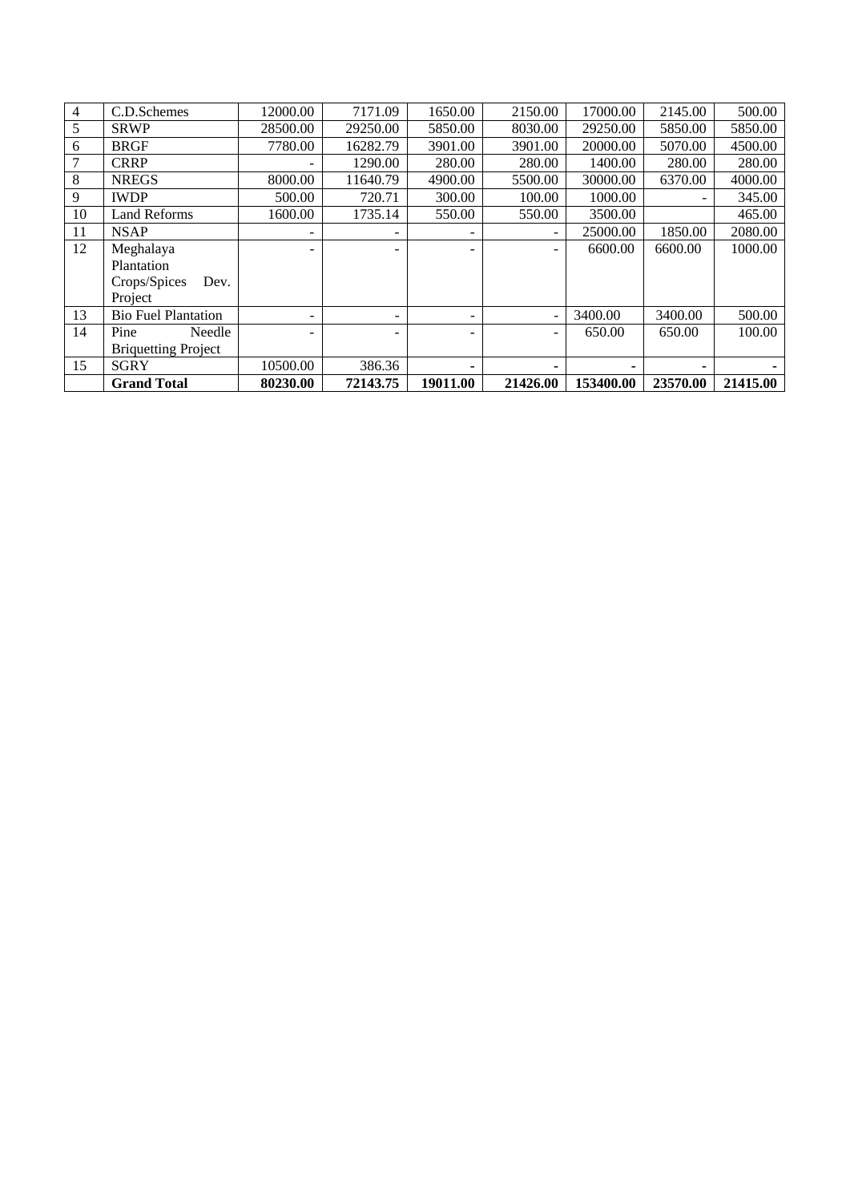| | | | | | | | | |
|---|---|---|---|---|---|---|---|---|
| 4 | C.D.Schemes | 12000.00 | 7171.09 | 1650.00 | 2150.00 | 17000.00 | 2145.00 | 500.00 |
| 5 | SRWP | 28500.00 | 29250.00 | 5850.00 | 8030.00 | 29250.00 | 5850.00 | 5850.00 |
| 6 | BRGF | 7780.00 | 16282.79 | 3901.00 | 3901.00 | 20000.00 | 5070.00 | 4500.00 |
| 7 | CRRP | - | 1290.00 | 280.00 | 280.00 | 1400.00 | 280.00 | 280.00 |
| 8 | NREGS | 8000.00 | 11640.79 | 4900.00 | 5500.00 | 30000.00 | 6370.00 | 4000.00 |
| 9 | IWDP | 500.00 | 720.71 | 300.00 | 100.00 | 1000.00 | - | 345.00 |
| 10 | Land Reforms | 1600.00 | 1735.14 | 550.00 | 550.00 | 3500.00 | | 465.00 |
| 11 | NSAP | - | - | - | - | 25000.00 | 1850.00 | 2080.00 |
| 12 | Meghalaya Plantation Crops/Spices Dev. Project | - | - | - | - | 6600.00 | 6600.00 | 1000.00 |
| 13 | Bio Fuel Plantation | - | - | - | - | 3400.00 | 3400.00 | 500.00 |
| 14 | Pine Needle Briquetting Project | - | - | - | - | 650.00 | 650.00 | 100.00 |
| 15 | SGRY | 10500.00 | 386.36 | - | - | - | - | - |
| | **Grand Total** | **80230.00** | **72143.75** | **19011.00** | **21426.00** | **153400.00** | **23570.00** | **21415.00** |